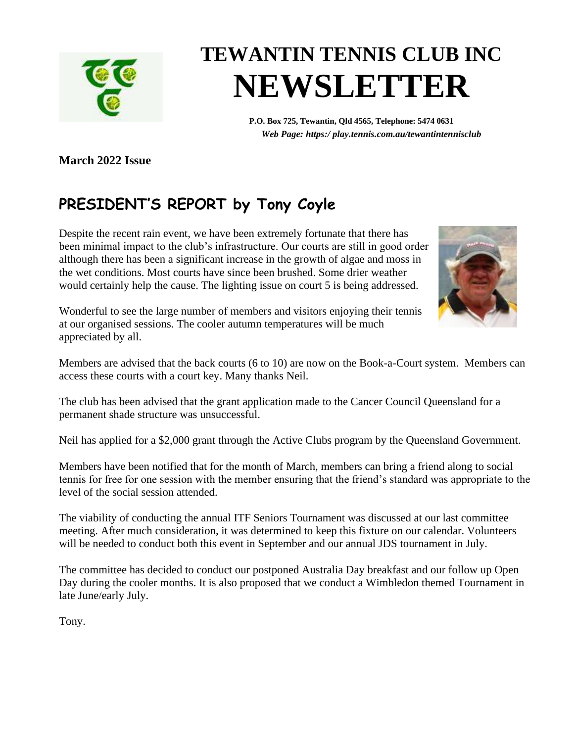# TEWANTIN TENNIS CLUB INC
# NEWSLETTER

**P.O. Box 725, Tewantin, Qld 4565, Telephone: 5474 0631**
***Web Page: https:/ play.tennis.com.au/tewantintennisclub***

**March 2022 Issue**

## PRESIDENT'S REPORT by Tony Coyle

Despite the recent rain event, we have been extremely fortunate that there has been minimal impact to the club's infrastructure. Our courts are still in good order although there has been a significant increase in the growth of algae and moss in the wet conditions. Most courts have since been brushed. Some drier weather would certainly help the cause. The lighting issue on court 5 is being addressed.

Wonderful to see the large number of members and visitors enjoying their tennis at our organised sessions. The cooler autumn temperatures will be much appreciated by all.

Members are advised that the back courts (6 to 10) are now on the Book-a-Court system. Members can access these courts with a court key. Many thanks Neil.

The club has been advised that the grant application made to the Cancer Council Queensland for a permanent shade structure was unsuccessful.

Neil has applied for a $2,000 grant through the Active Clubs program by the Queensland Government.

Members have been notified that for the month of March, members can bring a friend along to social tennis for free for one session with the member ensuring that the friend's standard was appropriate to the level of the social session attended.

The viability of conducting the annual ITF Seniors Tournament was discussed at our last committee meeting. After much consideration, it was determined to keep this fixture on our calendar. Volunteers will be needed to conduct both this event in September and our annual JDS tournament in July.

The committee has decided to conduct our postponed Australia Day breakfast and our follow up Open Day during the cooler months. It is also proposed that we conduct a Wimbledon themed Tournament in late June/early July.

Tony.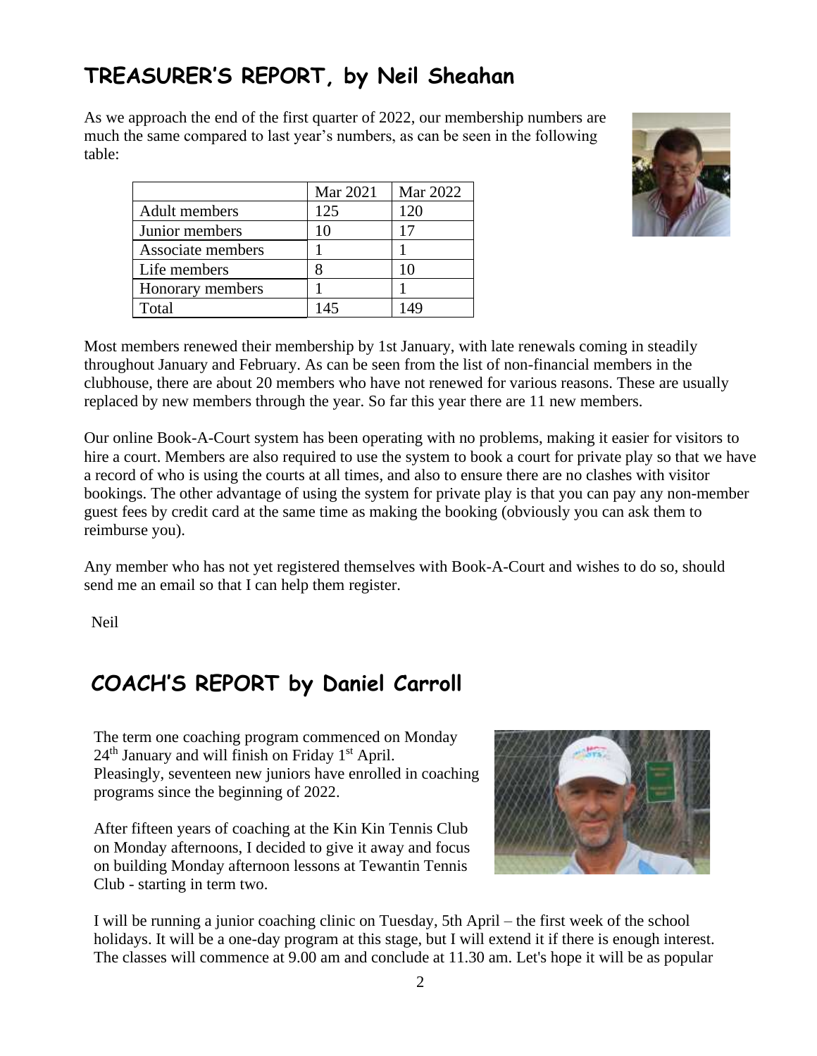## TREASURER'S REPORT, by Neil Sheahan

As we approach the end of the first quarter of 2022, our membership numbers are much the same compared to last year's numbers, as can be seen in the following table:

| | Mar 2021 | Mar 2022 |
|---|---|---|
| Adult members | 125 | 120 |
| Junior members | 10 | 17 |
| Associate members | 1 | 1 |
| Life members | 8 | 10 |
| Honorary members | 1 | 1 |
| Total | 145 | 149 |

Most members renewed their membership by 1st January, with late renewals coming in steadily throughout January and February. As can be seen from the list of non-financial members in the clubhouse, there are about 20 members who have not renewed for various reasons. These are usually replaced by new members through the year. So far this year there are 11 new members.

Our online Book-A-Court system has been operating with no problems, making it easier for visitors to hire a court. Members are also required to use the system to book a court for private play so that we have a record of who is using the courts at all times, and also to ensure there are no clashes with visitor bookings. The other advantage of using the system for private play is that you can pay any non-member guest fees by credit card at the same time as making the booking (obviously you can ask them to reimburse you).

Any member who has not yet registered themselves with Book-A-Court and wishes to do so, should send me an email so that I can help them register.

Neil

## COACH'S REPORT by Daniel Carroll

The term one coaching program commenced on Monday 24th January and will finish on Friday 1st April. Pleasingly, seventeen new juniors have enrolled in coaching programs since the beginning of 2022.

After fifteen years of coaching at the Kin Kin Tennis Club on Monday afternoons, I decided to give it away and focus on building Monday afternoon lessons at Tewantin Tennis Club - starting in term two.

I will be running a junior coaching clinic on Tuesday, 5th April – the first week of the school holidays. It will be a one-day program at this stage, but I will extend it if there is enough interest. The classes will commence at 9.00 am and conclude at 11.30 am. Let's hope it will be as popular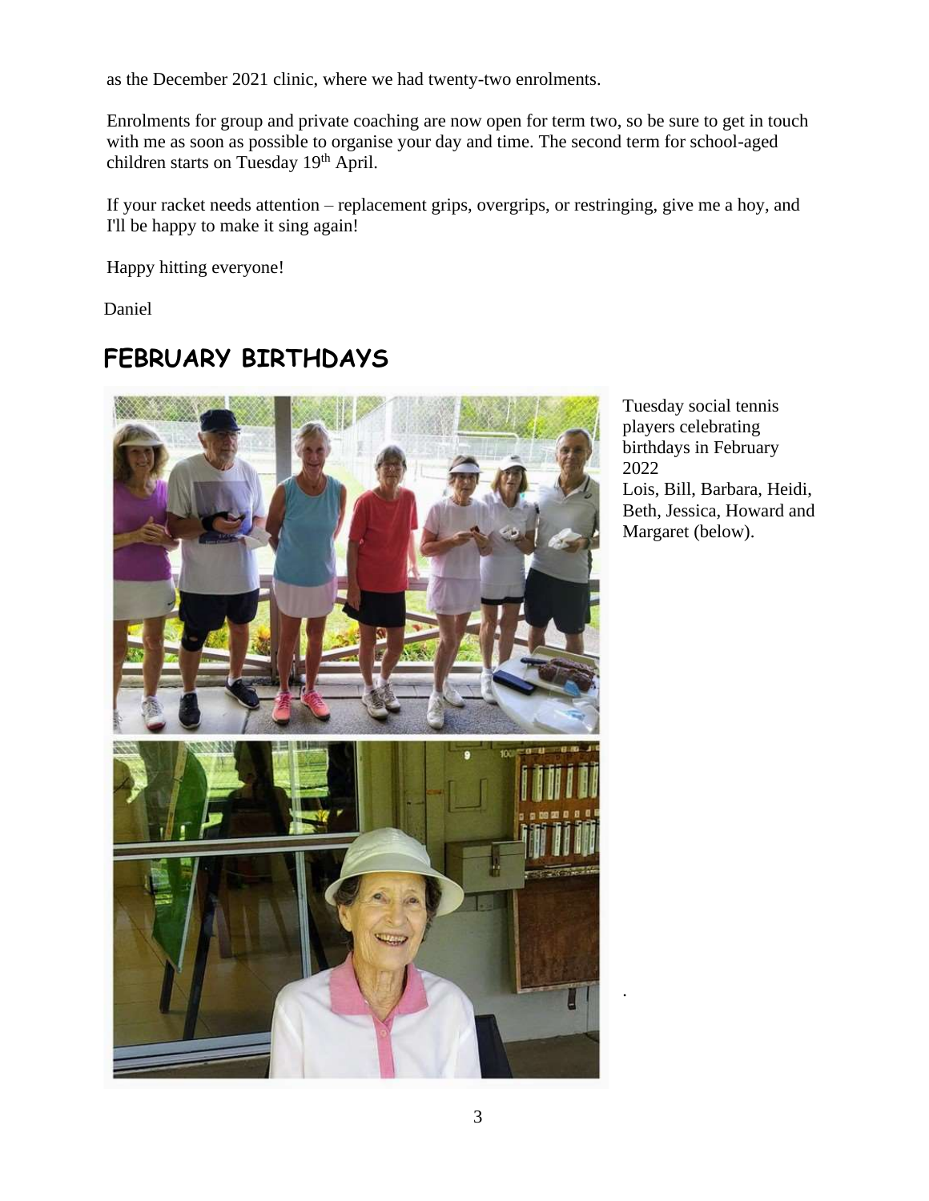as the December 2021 clinic, where we had twenty-two enrolments.

Enrolments for group and private coaching are now open for term two, so be sure to get in touch with me as soon as possible to organise your day and time. The second term for school-aged children starts on Tuesday 19th April.

If your racket needs attention – replacement grips, overgrips, or restringing, give me a hoy, and I'll be happy to make it sing again!

Happy hitting everyone!

Daniel

## FEBRUARY BIRTHDAYS

Tuesday social tennis players celebrating birthdays in February 2022
Lois, Bill, Barbara, Heidi, Beth, Jessica, Howard and Margaret (below).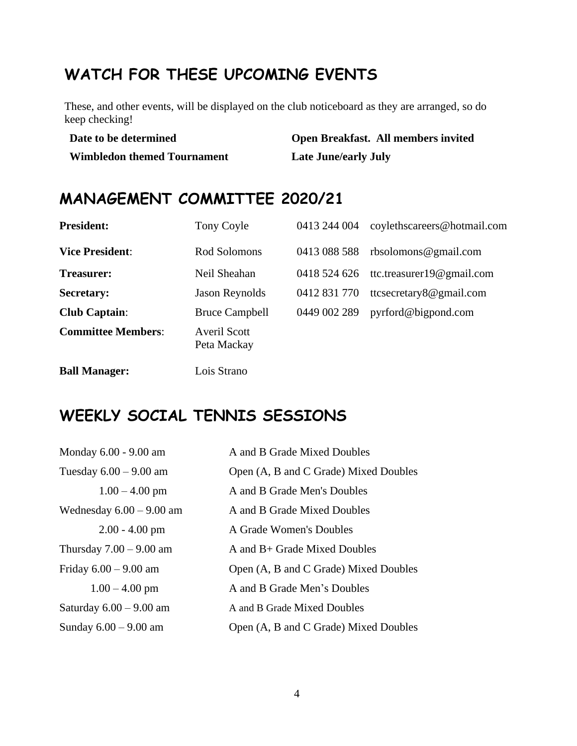## WATCH FOR THESE UPCOMING EVENTS

These, and other events, will be displayed on the club noticeboard as they are arranged, so do keep checking!

| | |
|---|---|
| **Date to be determined** | **Open Breakfast. All members invited** |
| **Wimbledon themed Tournament** | **Late June/early July** |

## MANAGEMENT COMMITTEE 2020/21

| | | | |
|---|---|---|---|
| **President:** | Tony Coyle | 0413 244 004 | coylethscareers@hotmail.com |
| **Vice President**: | Rod Solomons | 0413 088 588 | rbsolomons@gmail.com |
| **Treasurer:** | Neil Sheahan | 0418 524 626 | ttc.treasurer19@gmail.com |
| **Secretary:** | Jason Reynolds | 0412 831 770 | ttcsecretary8@gmail.com |
| **Club Captain**: | Bruce Campbell | 0449 002 289 | pyrford@bigpond.com |
| **Committee Members**: | Averil Scott<br>Peta Mackay | | |
| **Ball Manager:** | Lois Strano | | |

## WEEKLY SOCIAL TENNIS SESSIONS

| | |
|---|---|
| Monday 6.00 - 9.00 am | A and B Grade Mixed Doubles |
| Tuesday 6.00 – 9.00 am | Open (A, B and C Grade) Mixed Doubles |
| 1.00 – 4.00 pm | A and B Grade Men's Doubles |
| Wednesday 6.00 – 9.00 am | A and B Grade Mixed Doubles |
| 2.00 - 4.00 pm | A Grade Women's Doubles |
| Thursday 7.00 – 9.00 am | A and B+ Grade Mixed Doubles |
| Friday 6.00 – 9.00 am | Open (A, B and C Grade) Mixed Doubles |
| 1.00 – 4.00 pm | A and B Grade Men's Doubles |
| Saturday 6.00 – 9.00 am | A and B Grade Mixed Doubles |
| Sunday 6.00 – 9.00 am | Open (A, B and C Grade) Mixed Doubles |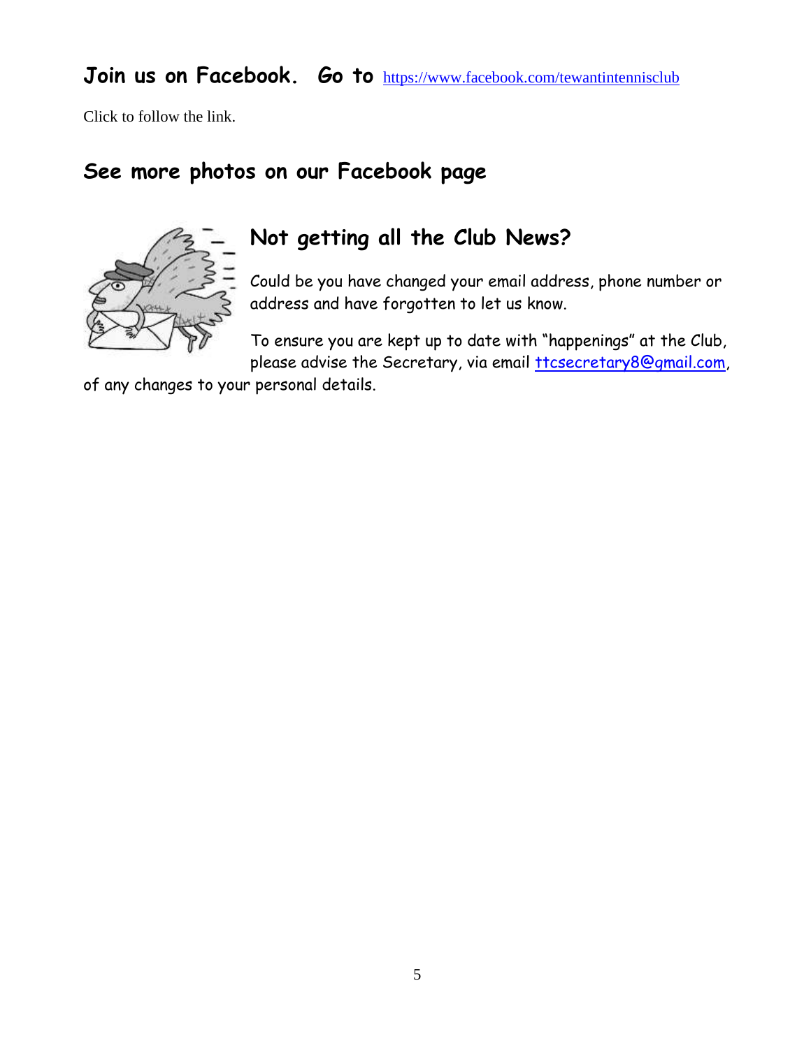## Join us on Facebook. Go to https://www.facebook.com/tewantintennisclub

Click to follow the link.

## See more photos on our Facebook page

## Not getting all the Club News?

Could be you have changed your email address, phone number or address and have forgotten to let us know.

To ensure you are kept up to date with "happenings" at the Club, please advise the Secretary, via email ttcsecretary8@gmail.com, of any changes to your personal details.